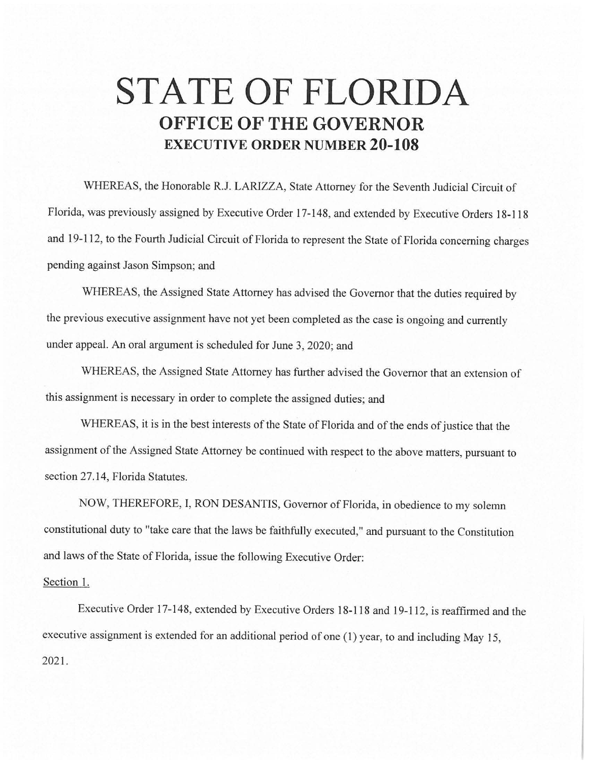# STATE OF FLORIDA

## OFFICE OF THE GOVERNOR

### EXECUTIVE ORDER NUMBER 20-108

WHEREAS, the Honorable R.J. LARIZZA, State Attorney for the Seventh Judicial Circuit of Florida, was previously assigned by Executive Order 17-148, and extended by Executive Orders 18-118 and 19-112, to the Fourth Judicial Circuit of Florida to represent the State of Florida concerning charges pending against Jason Simpson; and

WHEREAS, the Assigned State Attorney has advised the Governor that the duties required by the previous executive assignment have not yet been completed as the case is ongoing and currently under appeal. An oral argument is scheduled for June 3, 2020; and

WHEREAS, the Assigned State Attorney has further advised the Governor that an extension of this assignment is necessary in order to complete the assigned duties; and

WHEREAS, it is in the best interests of the State of Florida and of the ends of justice that the assignment of the Assigned State Attorney be continued with respect to the above matters, pursuant to section 27.14, Florida Statutes.

NOW, THEREFORE, I, RON DESANTIS, Governor of Florida, in obedience to my solemn constitutional duty to "take care that the laws be faithfully executed," and pursuant to the Constitution and laws of the State of Florida, issue the following Executive Order:

Section 1.

Executive Order 17-148, extended by Executive Orders 18-118 and 19-112, is reaffirmed and the executive assignment is extended for an additional period of one (1) year, to and including May 15, 2021.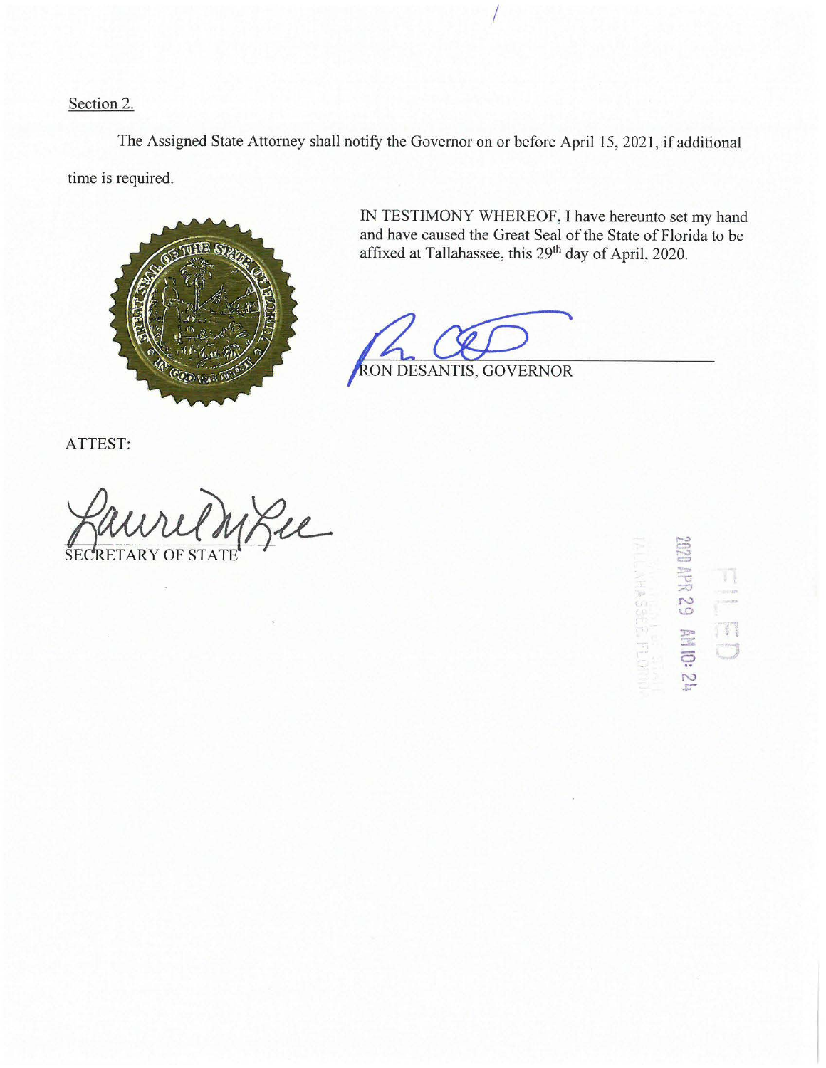Section 2.

The Assigned State Attorney shall notify the Governor on or before April 15, 2021, if additional time is required.

IN TESTIMONY WHEREOF, I have hereunto set my hand and have caused the Great Seal of the State of Florida to be affixed at Tallahassee, this 29th day of April, 2020.

RON DESANTIS, GOVERNOR

ATTEST:

SECRETARY OF STATE

FILED

2020 APR 29 AM 10: 24

TALLAHASSEE, FLORIDA